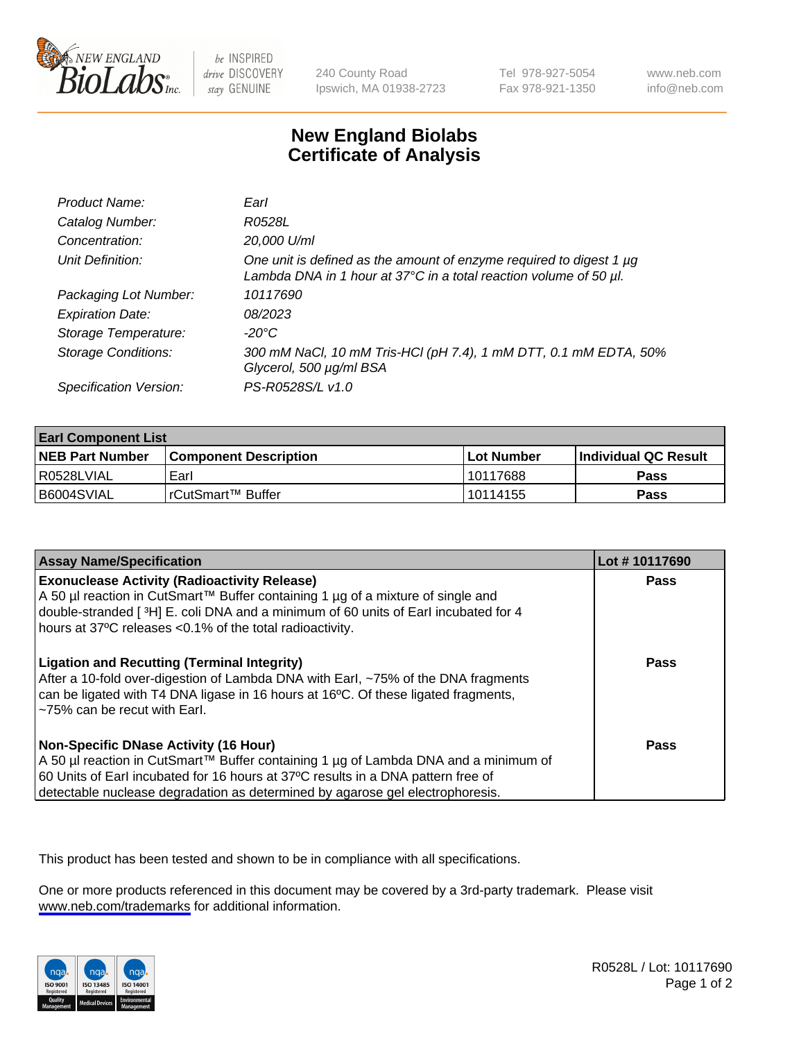# New England Biolabs
# Certificate of Analysis

| | |
|---|---|
| *Product Name:* | *EarI* |
| *Catalog Number:* | *R0528L* |
| *Concentration:* | *20,000 U/ml* |
| *Unit Definition:* | *One unit is defined as the amount of enzyme required to digest 1 µg Lambda DNA in 1 hour at 37°C in a total reaction volume of 50 µl.* |
| *Packaging Lot Number:* | *10117690* |
| *Expiration Date:* | *08/2023* |
| *Storage Temperature:* | *-20°C* |
| *Storage Conditions:* | *300 mM NaCl, 10 mM Tris-HCl (pH 7.4), 1 mM DTT, 0.1 mM EDTA, 50% Glycerol, 500 µg/ml BSA* |
| *Specification Version:* | *PS-R0528S/L v1.0* |

| **EarI Component List** | | | |
|---|---|---|---|
| **NEB Part Number** | **Component Description** | **Lot Number** | **Individual QC Result** |
| R0528LVIAL | EarI | 10117688 | **Pass** |
| B6004SVIAL | rCutSmart™ Buffer | 10114155 | **Pass** |

| **Assay Name/Specification** | **Lot # 10117690** |
|---|---|
| **Exonuclease Activity (Radioactivity Release)**<br>A 50 µl reaction in CutSmart™ Buffer containing 1 µg of a mixture of single and double-stranded [ $^3$H] E. coli DNA and a minimum of 60 units of EarI incubated for 4 hours at 37ºC releases <0.1% of the total radioactivity. | **Pass** |
| **Ligation and Recutting (Terminal Integrity)**<br>After a 10-fold over-digestion of Lambda DNA with EarI, ~75% of the DNA fragments can be ligated with T4 DNA ligase in 16 hours at 16ºC. Of these ligated fragments, ~75% can be recut with EarI. | **Pass** |
| **Non-Specific DNase Activity (16 Hour)**<br>A 50 µl reaction in CutSmart™ Buffer containing 1 µg of Lambda DNA and a minimum of 60 Units of EarI incubated for 16 hours at 37ºC results in a DNA pattern free of detectable nuclease degradation as determined by agarose gel electrophoresis. | **Pass** |

This product has been tested and shown to be in compliance with all specifications.

One or more products referenced in this document may be covered by a 3rd-party trademark. Please visit www.neb.com/trademarks for additional information.

R0528L / Lot: 10117690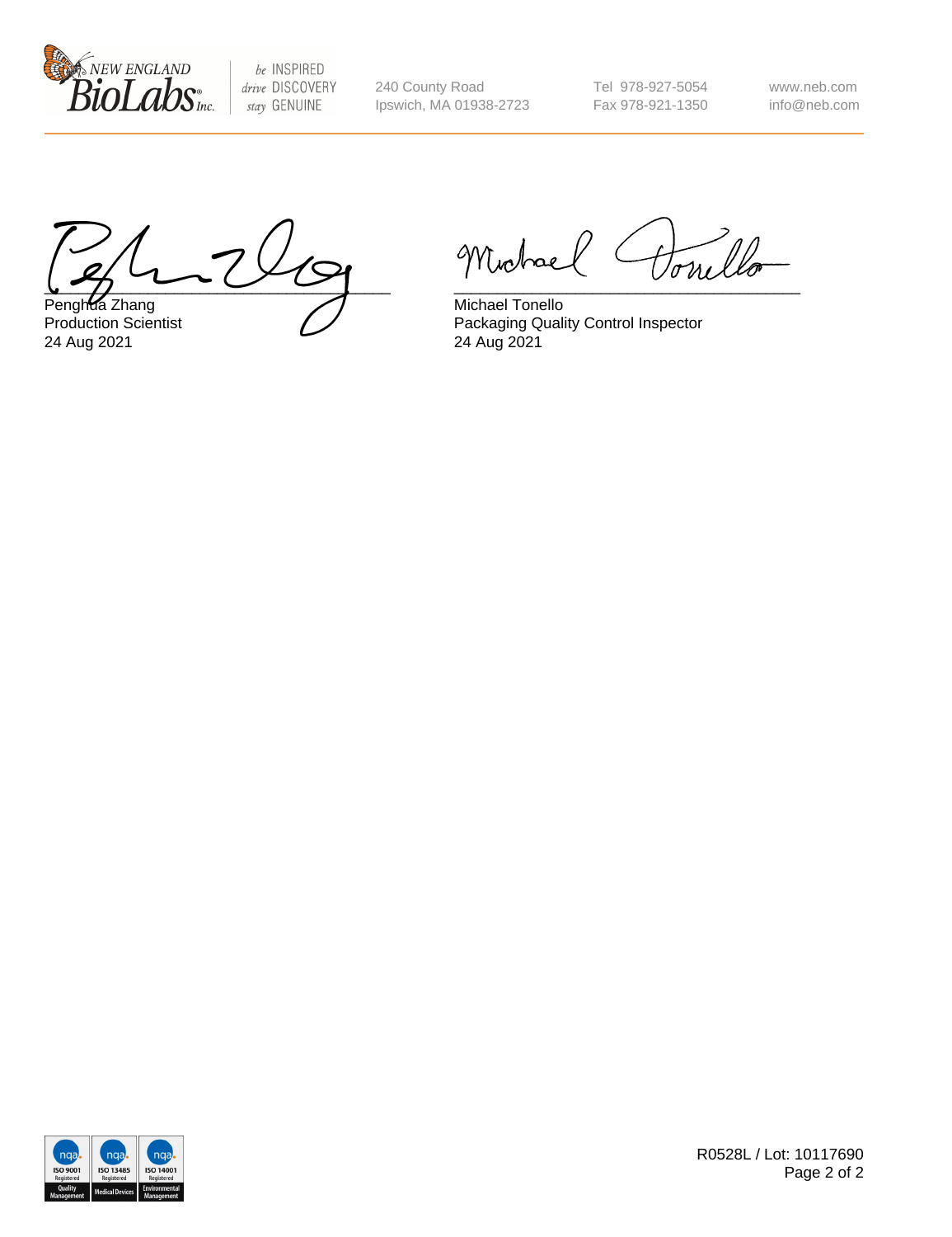NEW ENGLAND BioLabs Inc.

be INSPIRED
drive DISCOVERY
stay GENUINE

240 County Road
Ipswich, MA 01938-2723

Tel 978-927-5054
Fax 978-921-1350

www.neb.com
info@neb.com

Penghua Zhang
Production Scientist
24 Aug 2021

Michael Tonello
Packaging Quality Control Inspector
24 Aug 2021

R0528L / Lot: 10117690